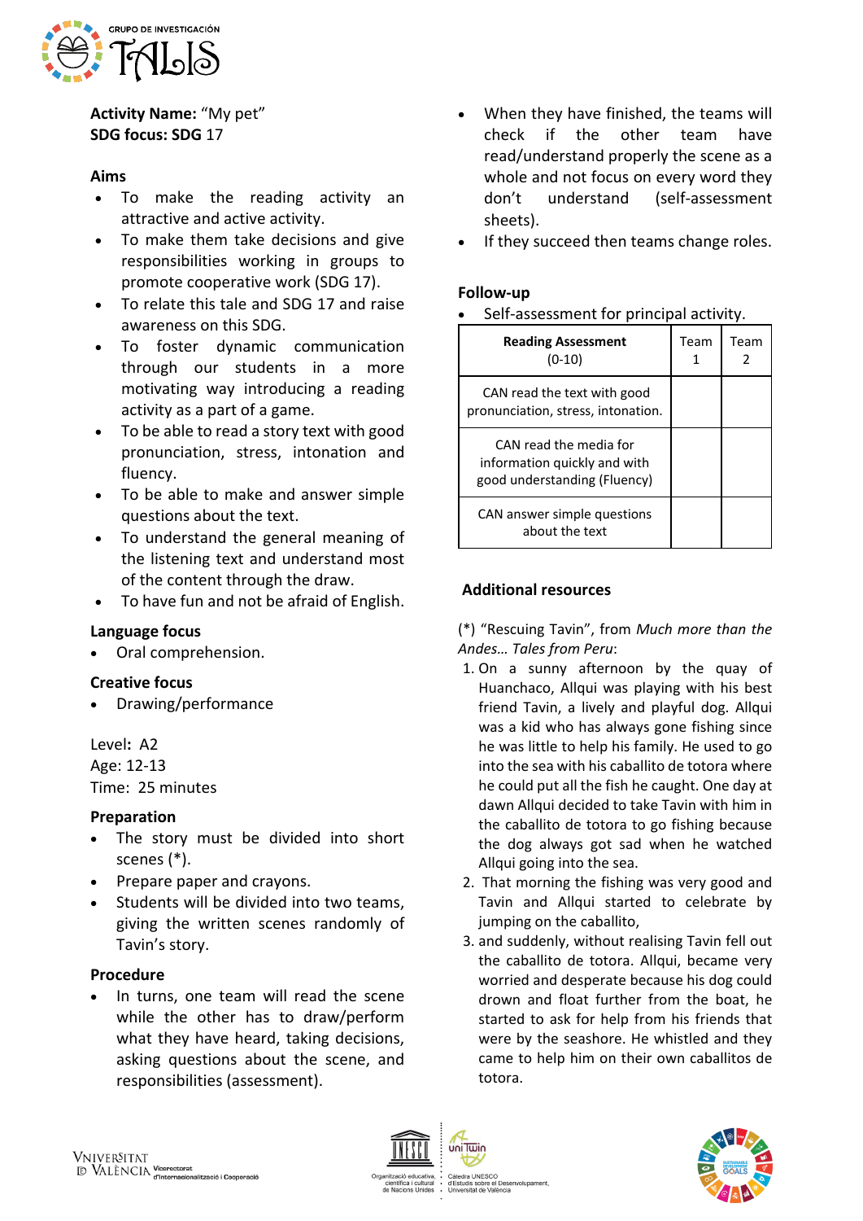**Activity Name:** "My pet"
**SDG focus: SDG** 17

### Aims

- To make the reading activity an attractive and active activity.
- To make them take decisions and give responsibilities working in groups to promote cooperative work (SDG 17).
- To relate this tale and SDG 17 and raise awareness on this SDG.
- To foster dynamic communication through our students in a more motivating way introducing a reading activity as a part of a game.
- To be able to read a story text with good pronunciation, stress, intonation and fluency.
- To be able to make and answer simple questions about the text.
- To understand the general meaning of the listening text and understand most of the content through the draw.
- To have fun and not be afraid of English.

### Language focus

- Oral comprehension.

### Creative focus

- Drawing/performance

Level**:** A2
Age: 12-13
Time: 25 minutes

### Preparation

- The story must be divided into short scenes (*).
- Prepare paper and crayons.
- Students will be divided into two teams, giving the written scenes randomly of Tavin's story.

### Procedure

- In turns, one team will read the scene while the other has to draw/perform what they have heard, taking decisions, asking questions about the scene, and responsibilities (assessment).
- When they have finished, the teams will check if the other team have read/understand properly the scene as a whole and not focus on every word they don't understand (self-assessment sheets).
- If they succeed then teams change roles.

### Follow-up

- Self-assessment for principal activity.

| **Reading Assessment** (0-10) | Team 1 | Team 2 |
|---|---|---|
| CAN read the text with good pronunciation, stress, intonation. | | |
| CAN read the media for information quickly and with good understanding (Fluency) | | |
| CAN answer simple questions about the text | | |

### Additional resources

(*) "Rescuing Tavin", from *Much more than the Andes… Tales from Peru*:

1. On a sunny afternoon by the quay of Huanchaco, Allqui was playing with his best friend Tavin, a lively and playful dog. Allqui was a kid who has always gone fishing since he was little to help his family. He used to go into the sea with his caballito de totora where he could put all the fish he caught. One day at dawn Allqui decided to take Tavin with him in the caballito de totora to go fishing because the dog always got sad when he watched Allqui going into the sea.
2. That morning the fishing was very good and Tavin and Allqui started to celebrate by jumping on the caballito,
3. and suddenly, without realising Tavin fell out the caballito de totora. Allqui, became very worried and desperate because his dog could drown and float further from the boat, he started to ask for help from his friends that were by the seashore. He whistled and they came to help him on their own caballitos de totora.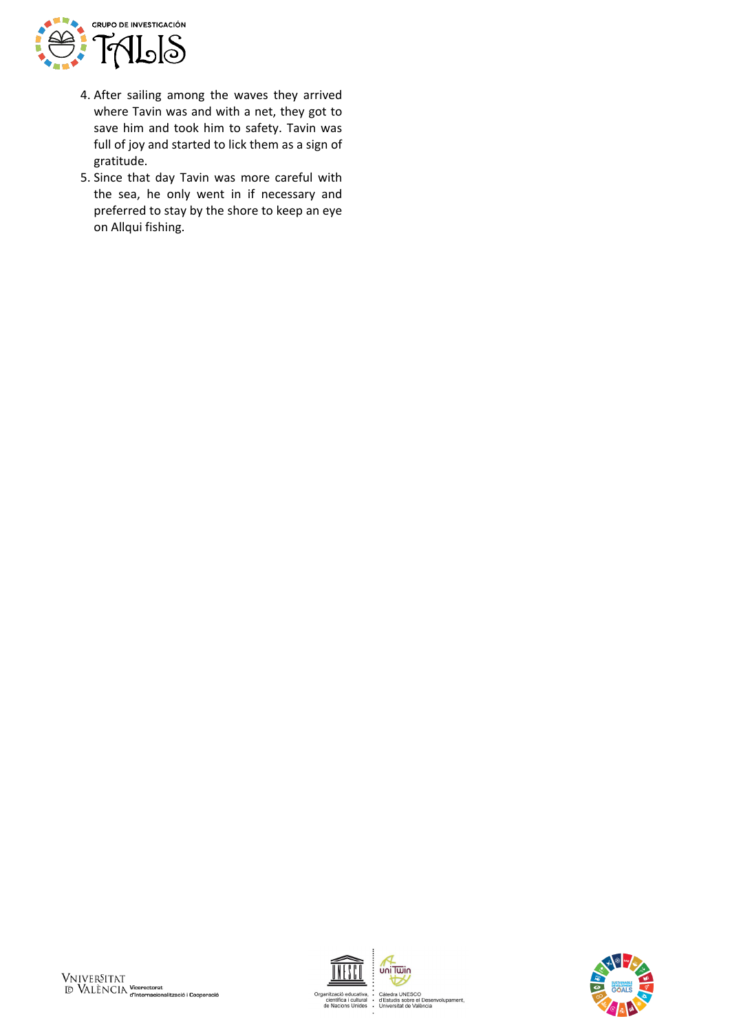4. After sailing among the waves they arrived where Tavin was and with a net, they got to save him and took him to safety. Tavin was full of joy and started to lick them as a sign of gratitude.
5. Since that day Tavin was more careful with the sea, he only went in if necessary and preferred to stay by the shore to keep an eye on Allqui fishing.